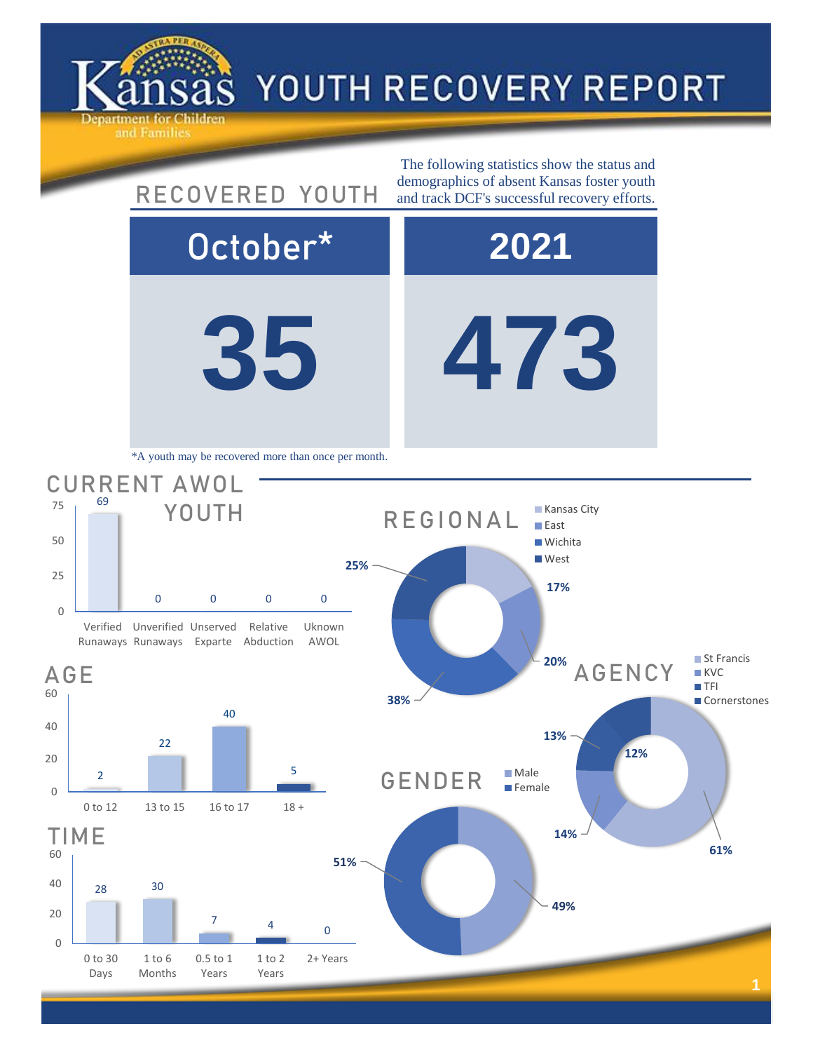# Kansas Department for Children and Families — YOUTH RECOVERY REPORT

## RECOVERED YOUTH

The following statistics show the status and demographics of absent Kansas foster youth and track DCF's successful recovery efforts.

| October* | 2021 |
|---|---|
| 35 | 473 |

*A youth may be recovered more than once per month.

## CURRENT AWOL YOUTH

| Category | Count |
|---|---|
| Verified Runaways | 69 |
| Unverified Runaways | 0 |
| Unserved Exparte | 0 |
| Relative Abduction | 0 |
| Uknown AWOL | 0 |

## REGIONAL

| Region | Percent |
|---|---|
| Kansas City | 17% |
| East | 20% |
| Wichita | 38% |
| West | 25% |

## AGE

| Age | Count |
|---|---|
| 0 to 12 | 2 |
| 13 to 15 | 22 |
| 16 to 17 | 40 |
| 18 + | 5 |

## AGENCY

| Agency | Percent |
|---|---|
| St Francis | 61% |
| KVC | 14% |
| TFI | 13% |
| Cornerstones | 12% |

## TIME

| Time | Count |
|---|---|
| 0 to 30 Days | 28 |
| 1 to 6 Months | 30 |
| 0.5 to 1 Years | 7 |
| 1 to 2 Years | 4 |
| 2+ Years | 0 |

## GENDER

| Gender | Percent |
|---|---|
| Male | 49% |
| Female | 51% |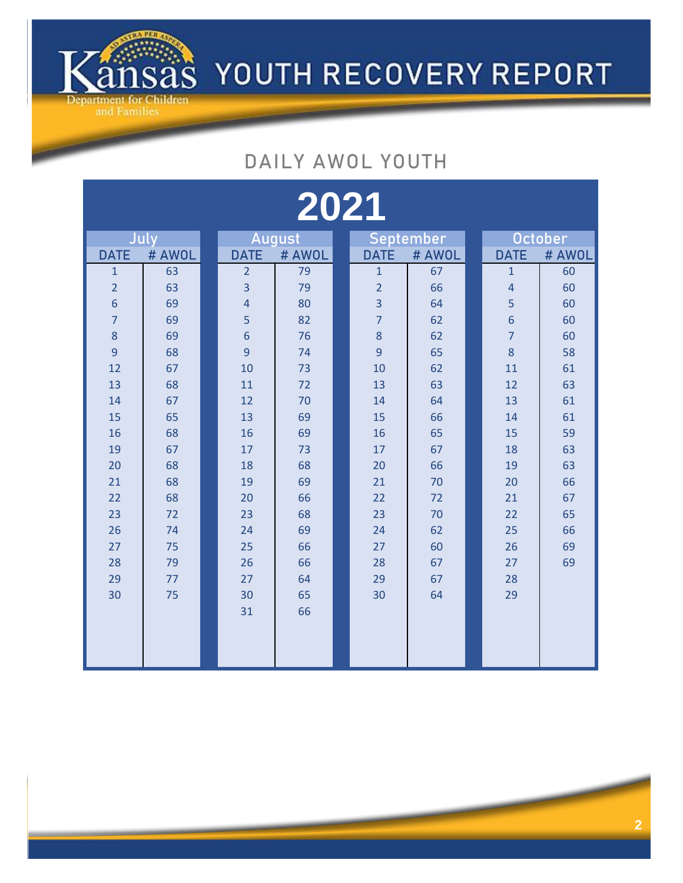# Kansas Department for Children and Families YOUTH RECOVERY REPORT

## DAILY AWOL YOUTH

## 2021

| July | | August | | September | | October | |
|---|---|---|---|---|---|---|---|
| DATE | # AWOL | DATE | # AWOL | DATE | # AWOL | DATE | # AWOL |
| 1 | 63 | 2 | 79 | 1 | 67 | 1 | 60 |
| 2 | 63 | 3 | 79 | 2 | 66 | 4 | 60 |
| 6 | 69 | 4 | 80 | 3 | 64 | 5 | 60 |
| 7 | 69 | 5 | 82 | 7 | 62 | 6 | 60 |
| 8 | 69 | 6 | 76 | 8 | 62 | 7 | 60 |
| 9 | 68 | 9 | 74 | 9 | 65 | 8 | 58 |
| 12 | 67 | 10 | 73 | 10 | 62 | 11 | 61 |
| 13 | 68 | 11 | 72 | 13 | 63 | 12 | 63 |
| 14 | 67 | 12 | 70 | 14 | 64 | 13 | 61 |
| 15 | 65 | 13 | 69 | 15 | 66 | 14 | 61 |
| 16 | 68 | 16 | 69 | 16 | 65 | 15 | 59 |
| 19 | 67 | 17 | 73 | 17 | 67 | 18 | 63 |
| 20 | 68 | 18 | 68 | 20 | 66 | 19 | 63 |
| 21 | 68 | 19 | 69 | 21 | 70 | 20 | 66 |
| 22 | 68 | 20 | 66 | 22 | 72 | 21 | 67 |
| 23 | 72 | 23 | 68 | 23 | 70 | 22 | 65 |
| 26 | 74 | 24 | 69 | 24 | 62 | 25 | 66 |
| 27 | 75 | 25 | 66 | 27 | 60 | 26 | 69 |
| 28 | 79 | 26 | 66 | 28 | 67 | 27 | 69 |
| 29 | 77 | 27 | 64 | 29 | 67 | 28 | |
| 30 | 75 | 30 | 65 | 30 | 64 | 29 | |
| | | 31 | 66 | | | | |